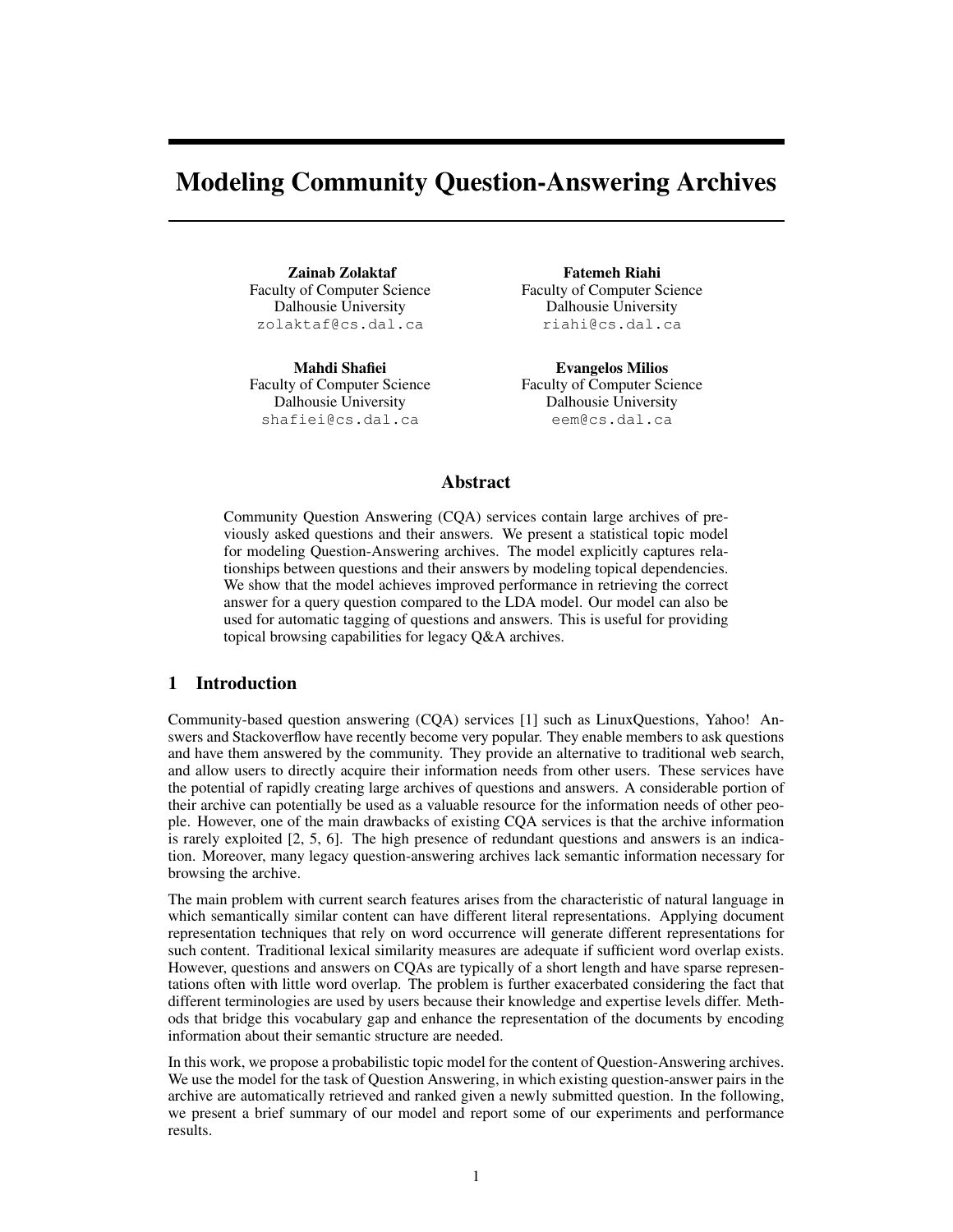# Modeling Community Question-Answering Archives

**Zainab Zolaktaf**
Faculty of Computer Science
Dalhousie University
zolaktaf@cs.dal.ca

**Fatemeh Riahi**
Faculty of Computer Science
Dalhousie University
riahi@cs.dal.ca

**Mahdi Shafiei**
Faculty of Computer Science
Dalhousie University
shafiei@cs.dal.ca

**Evangelos Milios**
Faculty of Computer Science
Dalhousie University
eem@cs.dal.ca

## Abstract

Community Question Answering (CQA) services contain large archives of previously asked questions and their answers. We present a statistical topic model for modeling Question-Answering archives. The model explicitly captures relationships between questions and their answers by modeling topical dependencies. We show that the model achieves improved performance in retrieving the correct answer for a query question compared to the LDA model. Our model can also be used for automatic tagging of questions and answers. This is useful for providing topical browsing capabilities for legacy Q&A archives.

## 1 Introduction

Community-based question answering (CQA) services [1] such as LinuxQuestions, Yahoo! Answers and Stackoverflow have recently become very popular. They enable members to ask questions and have them answered by the community. They provide an alternative to traditional web search, and allow users to directly acquire their information needs from other users. These services have the potential of rapidly creating large archives of questions and answers. A considerable portion of their archive can potentially be used as a valuable resource for the information needs of other people. However, one of the main drawbacks of existing CQA services is that the archive information is rarely exploited [2, 5, 6]. The high presence of redundant questions and answers is an indication. Moreover, many legacy question-answering archives lack semantic information necessary for browsing the archive.

The main problem with current search features arises from the characteristic of natural language in which semantically similar content can have different literal representations. Applying document representation techniques that rely on word occurrence will generate different representations for such content. Traditional lexical similarity measures are adequate if sufficient word overlap exists. However, questions and answers on CQAs are typically of a short length and have sparse representations often with little word overlap. The problem is further exacerbated considering the fact that different terminologies are used by users because their knowledge and expertise levels differ. Methods that bridge this vocabulary gap and enhance the representation of the documents by encoding information about their semantic structure are needed.

In this work, we propose a probabilistic topic model for the content of Question-Answering archives. We use the model for the task of Question Answering, in which existing question-answer pairs in the archive are automatically retrieved and ranked given a newly submitted question. In the following, we present a brief summary of our model and report some of our experiments and performance results.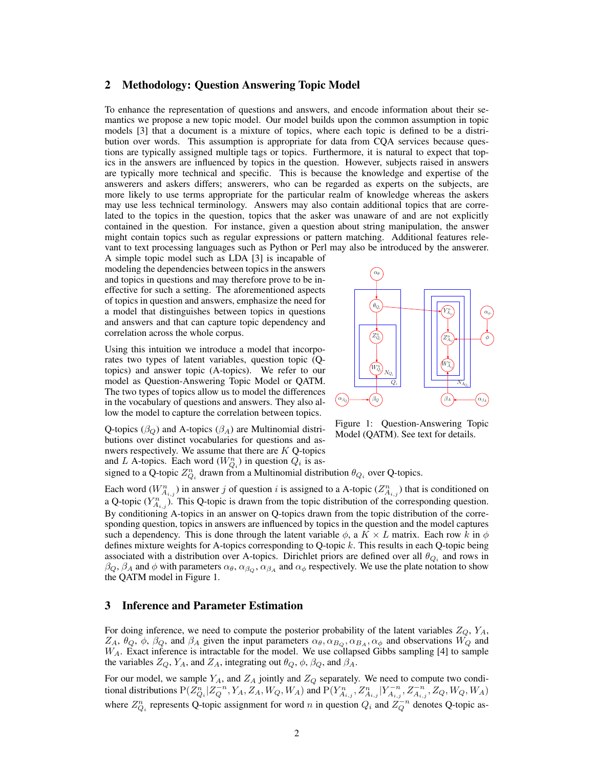## 2 Methodology: Question Answering Topic Model

To enhance the representation of questions and answers, and encode information about their semantics we propose a new topic model. Our model builds upon the common assumption in topic models [3] that a document is a mixture of topics, where each topic is defined to be a distribution over words. This assumption is appropriate for data from CQA services because questions are typically assigned multiple tags or topics. Furthermore, it is natural to expect that topics in the answers are influenced by topics in the question. However, subjects raised in answers are typically more technical and specific. This is because the knowledge and expertise of the answerers and askers differs; answerers, who can be regarded as experts on the subjects, are more likely to use terms appropriate for the particular realm of knowledge whereas the askers may use less technical terminology. Answers may also contain additional topics that are correlated to the topics in the question, topics that the asker was unaware of and are not explicitly contained in the question. For instance, given a question about string manipulation, the answer might contain topics such as regular expressions or pattern matching. Additional features relevant to text processing languages such as Python or Perl may also be introduced by the answerer. A simple topic model such as LDA [3] is incapable of modeling the dependencies between topics in the answers and topics in questions and may therefore prove to be ineffective for such a setting. The aforementioned aspects of topics in question and answers, emphasize the need for a model that distinguishes between topics in questions and answers and that can capture topic dependency and correlation across the whole corpus.

Using this intuition we introduce a model that incorporates two types of latent variables, question topic (Q-topics) and answer topic (A-topics). We refer to our model as Question-Answering Topic Model or QATM. The two types of topics allow us to model the differences in the vocabulary of questions and answers. They also allow the model to capture the correlation between topics.

Figure 1: Question-Answering Topic Model (QATM). See text for details.

Q-topics ($\beta_Q$) and A-topics ($\beta_A$) are Multinomial distributions over distinct vocabularies for questions and answers respectively. We assume that there are $K$ Q-topics and $L$ A-topics. Each word ($W_{Q_i}^n$) in question $Q_i$ is assigned to a Q-topic $Z_{Q_i}^n$ drawn from a Multinomial distribution $\theta_{Q_i}$ over Q-topics.

Each word ($W_{A_{i,j}}^n$) in answer $j$ of question $i$ is assigned to a A-topic ($Z_{A_{i,j}}^n$) that is conditioned on a Q-topic ($Y_{A_{i,j}}^n$). This Q-topic is drawn from the topic distribution of the corresponding question. By conditioning A-topics in an answer on Q-topics drawn from the topic distribution of the corresponding question, topics in answers are influenced by topics in the question and the model captures such a dependency. This is done through the latent variable $\phi$, a $K \times L$ matrix. Each row $k$ in $\phi$ defines mixture weights for A-topics corresponding to Q-topic $k$. This results in each Q-topic being associated with a distribution over A-topics. Dirichlet priors are defined over all $\theta_{Q_i}$ and rows in $\beta_Q$, $\beta_A$ and $\phi$ with parameters $\alpha_\theta, \alpha_{\beta_Q}, \alpha_{\beta_A}$ and $\alpha_\phi$ respectively. We use the plate notation to show the QATM model in Figure 1.

## 3 Inference and Parameter Estimation

For doing inference, we need to compute the posterior probability of the latent variables $Z_Q$, $Y_A$, $Z_A$, $\theta_Q$, $\phi$, $\beta_Q$, and $\beta_A$ given the input parameters $\alpha_\theta, \alpha_{B_Q}, \alpha_{B_A}, \alpha_\phi$ and observations $W_Q$ and $W_A$. Exact inference is intractable for the model. We use collapsed Gibbs sampling [4] to sample the variables $Z_Q$, $Y_A$, and $Z_A$, integrating out $\theta_Q$, $\phi$, $\beta_Q$, and $\beta_A$.

For our model, we sample $Y_A$, and $Z_A$ jointly and $Z_Q$ separately. We need to compute two conditional distributions $\mathrm{P}(Z_{Q_i}^n | Z_Q^{-n}, Y_A, Z_A, W_Q, W_A)$ and $\mathrm{P}(Y_{A_{i,j}}^n, Z_{A_{i,j}}^n | Y_{A_{i,j}}^{-n}, Z_{A_{i,j}}^{-n}, Z_Q, W_Q, W_A)$ where $Z_{Q_i}^n$ represents Q-topic assignment for word $n$ in question $Q_i$ and $Z_Q^{-n}$ denotes Q-topic as-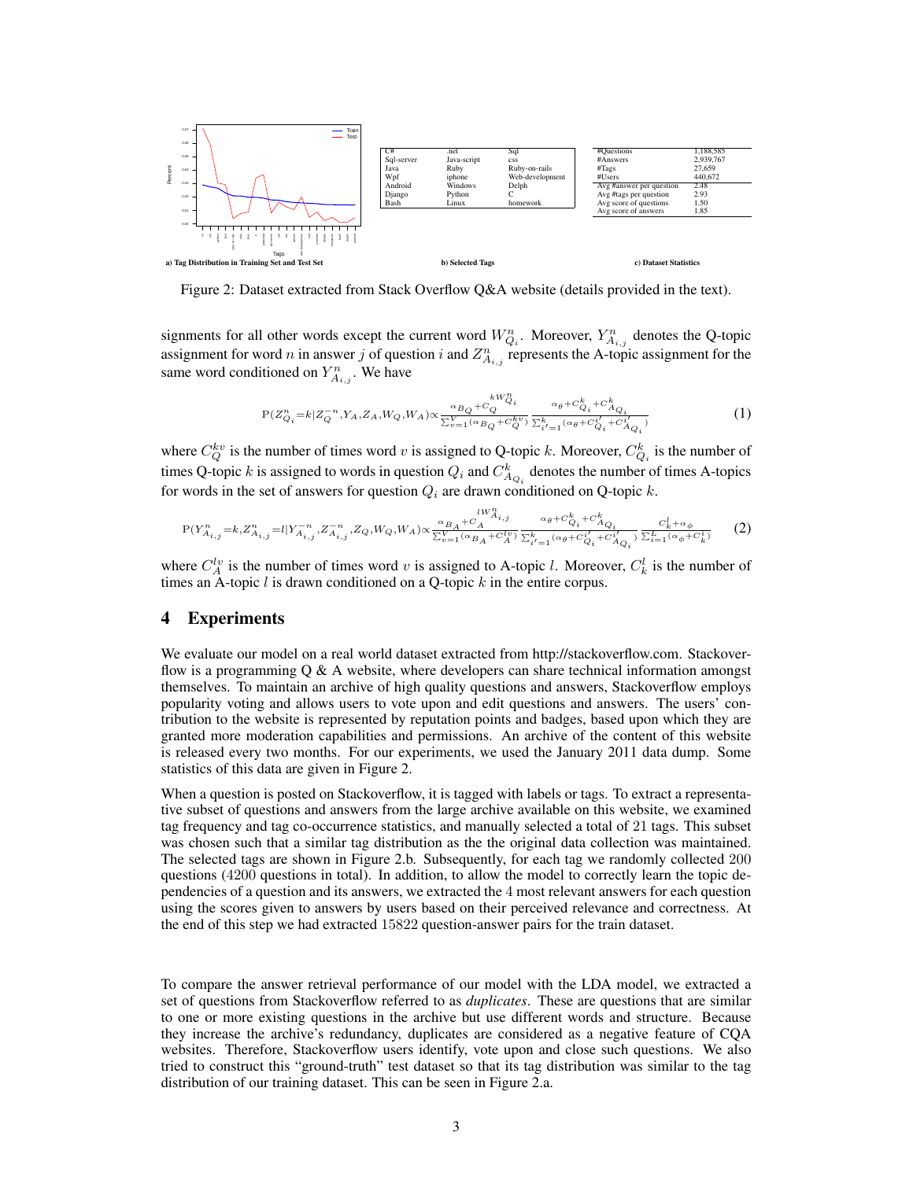| C# | .net | Sql |
|---|---|---|
| Sql-server | Java-script | css |
| Java | Ruby | Ruby-on-rails |
| Wpf | iphone | Web-development |
| Android | Windows | Delph |
| Django | Python | C |
| Bash | Linux | homework |

b) Selected Tags

| #Questions | 1,188,585 |
|---|---|
| #Answers | 2,939,767 |
| #Tags | 27,659 |
| #Users | 440,672 |
| Avg #answer per question | 2.48 |
| Avg #tags per question | 2.93 |
| Avg score of questions | 1.50 |
| Avg score of answers | 1.85 |

c) Dataset Statistics

a) Tag Distribution in Training Set and Test Set

Figure 2: Dataset extracted from Stack Overflow Q&A website (details provided in the text).

signments for all other words except the current word $W^n_{Q_i}$. Moreover, $Y^n_{A_{i,j}}$ denotes the Q-topic assignment for word $n$ in answer $j$ of question $i$ and $Z^n_{A_{i,j}}$ represents the A-topic assignment for the same word conditioned on $Y^n_{A_{i,j}}$. We have

$$\mathrm{P}(Z^n_{Q_i}=k|Z^{-n}_Q,Y_A,Z_A,W_Q,W_A)\propto\frac{\alpha_{B_Q}+C_Q^{kW^n_{Q_i}}}{\sum_{v=1}^V(\alpha_{B_Q}+C_Q^{kv})}\frac{\alpha_\theta+C^k_{Q_i}+C^k_{A_{Q_i}}}{\sum_{i'=1}^k(\alpha_\theta+C^{i'}_{Q_i}+C^{i'}_{A_{Q_i}})} \tag{1}$$

where $C_Q^{kv}$ is the number of times word $v$ is assigned to Q-topic $k$. Moreover, $C^k_{Q_i}$ is the number of times Q-topic $k$ is assigned to words in question $Q_i$ and $C^k_{A_{Q_i}}$ denotes the number of times A-topics for words in the set of answers for question $Q_i$ are drawn conditioned on Q-topic $k$.

$$\mathrm{P}(Y^n_{A_{i,j}}=k,Z^n_{A_{i,j}}=l|Y^{-n}_{A_{i,j}},Z^{-n}_{A_{i,j}},Z_Q,W_Q,W_A)\propto\frac{\alpha_{B_A}+C_A^{lW^n_{A_{i,j}}}}{\sum_{v=1}^V(\alpha_{B_A}+C_A^{lv})}\frac{\alpha_\theta+C^k_{Q_i}+C^k_{A_{Q_i}}}{\sum_{i'=1}^k(\alpha_\theta+C^{i'}_{Q_i}+C^{i'}_{A_{Q_i}})}\frac{C^l_k+\alpha_\phi}{\sum_{i=1}^L(\alpha_\phi+C^i_k)} \tag{2}$$

where $C_A^{lv}$ is the number of times word $v$ is assigned to A-topic $l$. Moreover, $C^l_k$ is the number of times an A-topic $l$ is drawn conditioned on a Q-topic $k$ in the entire corpus.

## 4 Experiments

We evaluate our model on a real world dataset extracted from http://stackoverflow.com. Stackoverflow is a programming Q & A website, where developers can share technical information amongst themselves. To maintain an archive of high quality questions and answers, Stackoverflow employs popularity voting and allows users to vote upon and edit questions and answers. The users' contribution to the website is represented by reputation points and badges, based upon which they are granted more moderation capabilities and permissions. An archive of the content of this website is released every two months. For our experiments, we used the January 2011 data dump. Some statistics of this data are given in Figure 2.

When a question is posted on Stackoverflow, it is tagged with labels or tags. To extract a representative subset of questions and answers from the large archive available on this website, we examined tag frequency and tag co-occurrence statistics, and manually selected a total of 21 tags. This subset was chosen such that a similar tag distribution as the the original data collection was maintained. The selected tags are shown in Figure 2.b. Subsequently, for each tag we randomly collected 200 questions (4200 questions in total). In addition, to allow the model to correctly learn the topic dependencies of a question and its answers, we extracted the 4 most relevant answers for each question using the scores given to answers by users based on their perceived relevance and correctness. At the end of this step we had extracted 15822 question-answer pairs for the train dataset.

To compare the answer retrieval performance of our model with the LDA model, we extracted a set of questions from Stackoverflow referred to as *duplicates*. These are questions that are similar to one or more existing questions in the archive but use different words and structure. Because they increase the archive's redundancy, duplicates are considered as a negative feature of CQA websites. Therefore, Stackoverflow users identify, vote upon and close such questions. We also tried to construct this "ground-truth" test dataset so that its tag distribution was similar to the tag distribution of our training dataset. This can be seen in Figure 2.a.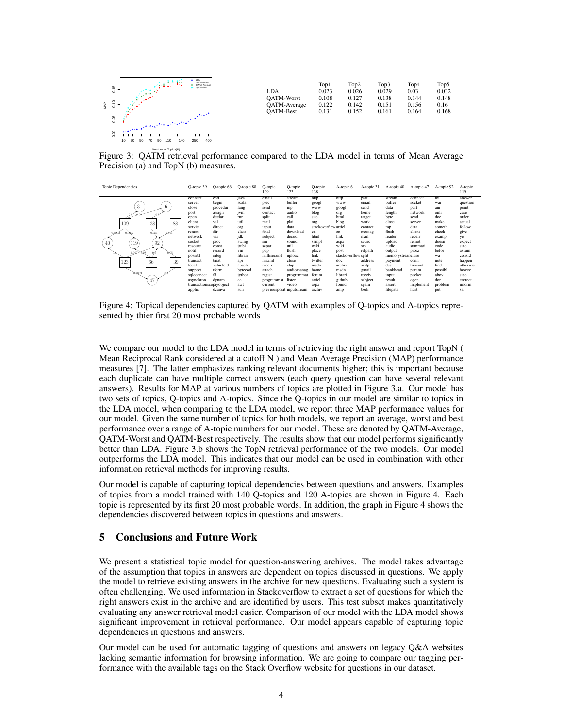|  | Top1 | Top2 | Top3 | Top4 | Top5 |
|---|---|---|---|---|---|
| LDA | 0.023 | 0.026 | 0.029 | 0.03 | 0.032 |
| QATM-Worst | 0.108 | 0.127 | 0.138 | 0.144 | 0.148 |
| QATM-Average | 0.122 | 0.142 | 0.151 | 0.156 | 0.16 |
| QATM-Best | 0.131 | 0.152 | 0.161 | 0.164 | 0.168 |

Figure 3: QATM retrieval performance compared to the LDA model in terms of Mean Average Precision (a) and TopN (b) measures.

| Q-topic 39 | Q-topic 66 | Q-topic 88 | Q-topic 109 | Q-topic 123 | Q-topic 138 | A-topic 6 | A-topic 31 | A-topic 40 | A-topic 47 | A-topic 92 | A-topic 119 |
|---|---|---|---|---|---|---|---|---|---|---|---|
| connect | end | java | email | stream | http | http | part | stream | connect | thi | answer |
| server | begin | scala | piec | buffer | googl | www | email | buffer | socket | wai | question |
| close | procedur | lang | send | mp | www | googl | send | data | port | ani | point |
| port | assign | jvm | contact | audio | blog | org | home | length | network | onli | case |
| open | declar | run | split | call | site | html | target | byte | send | doe | order |
| client | val | util | mail | plai | org | blog | work | close | server | make | actual |
| servic | direct | org | input | data | stackoverflow | articl | contact | mp | data | someth | follow |
| remot | dir | class | final | download | en | en | messag | flush | client | check | give |
| network | var | jdk | subject | decod | html | link | mail | reader | receiv | exampl | ye |
| socket | proc | swing | sm | sound | sampl | aspx | sourc | upload | remot | doesn | expect |
| resourc | const | jrubi | separ | util | wiki | wiki | sm | audio | summari | code | sinc |
| notif | record | vm | pop | flush | place | post | relpath | output | proxi | befor | assum |
| possibl | integ | librari | millisecond | upload | link | stackoverflow | split | memorystream | close | wa | consid |
| transact | tmat | api | msxml | close | twitter | doc | address | payment | conn | note | happen |
| local | vehicleid | apach | receiv | clap | msdn | archiv | smtp | dest | timeout | find | otherwis |
| support | tform | bytecod | attach | audiomanag | home | msdn | gmail | bankhead | param | possibl | howev |
| sqlconnect | fd | jython | regist | programmat | forum | librari | receiv | input | packet | abov | side |
| asynchron | dynam | ee | programmat | listen | articl | github | subject | result | open | don | correct |
| transactionscope | myobject | awt | current | video | aspx | found | spam | assert | implement | problem | inform |
| applic | dcanva | sun | previousposit | inputstream | archiv | amp | bodi | filepath | host | put | sai |

Figure 4: Topical dependencies captured by QATM with examples of Q-topics and A-topics represented by thier first 20 most probable words

We compare our model to the LDA model in terms of retrieving the right answer and report TopN ( Mean Reciprocal Rank considered at a cutoff N ) and Mean Average Precision (MAP) performance measures [7]. The latter emphasizes ranking relevant documents higher; this is important because each duplicate can have multiple correct answers (each query question can have several relevant answers). Results for MAP at various numbers of topics are plotted in Figure 3.a. Our model has two sets of topics, Q-topics and A-topics. Since the Q-topics in our model are similar to topics in the LDA model, when comparing to the LDA model, we report three MAP performance values for our model. Given the same number of topics for both models, we report an average, worst and best performance over a range of A-topic numbers for our model. These are denoted by QATM-Average, QATM-Worst and QATM-Best respectively. The results show that our model performs significantly better than LDA. Figure 3.b shows the TopN retrieval performance of the two models. Our model outperforms the LDA model. This indicates that our model can be used in combination with other information retrieval methods for improving results.

Our model is capable of capturing topical dependencies between questions and answers. Examples of topics from a model trained with 140 Q-topics and 120 A-topics are shown in Figure 4. Each topic is represented by its first 20 most probable words. In addition, the graph in Figure 4 shows the dependencies discovered between topics in questions and answers.

## 5 Conclusions and Future Work

We present a statistical topic model for question-answering archives. The model takes advantage of the assumption that topics in answers are dependent on topics discussed in questions. We apply the model to retrieve existing answers in the archive for new questions. Evaluating such a system is often challenging. We used information in Stackoverflow to extract a set of questions for which the right answers exist in the archive and are identified by users. This test subset makes quantitatively evaluating any answer retrieval model easier. Comparison of our model with the LDA model shows significant improvement in retrieval performance. Our model appears capable of capturing topic dependencies in questions and answers.

Our model can be used for automatic tagging of questions and answers on legacy Q&A websites lacking semantic information for browsing information. We are going to compare our tagging performance with the available tags on the Stack Overflow website for questions in our dataset.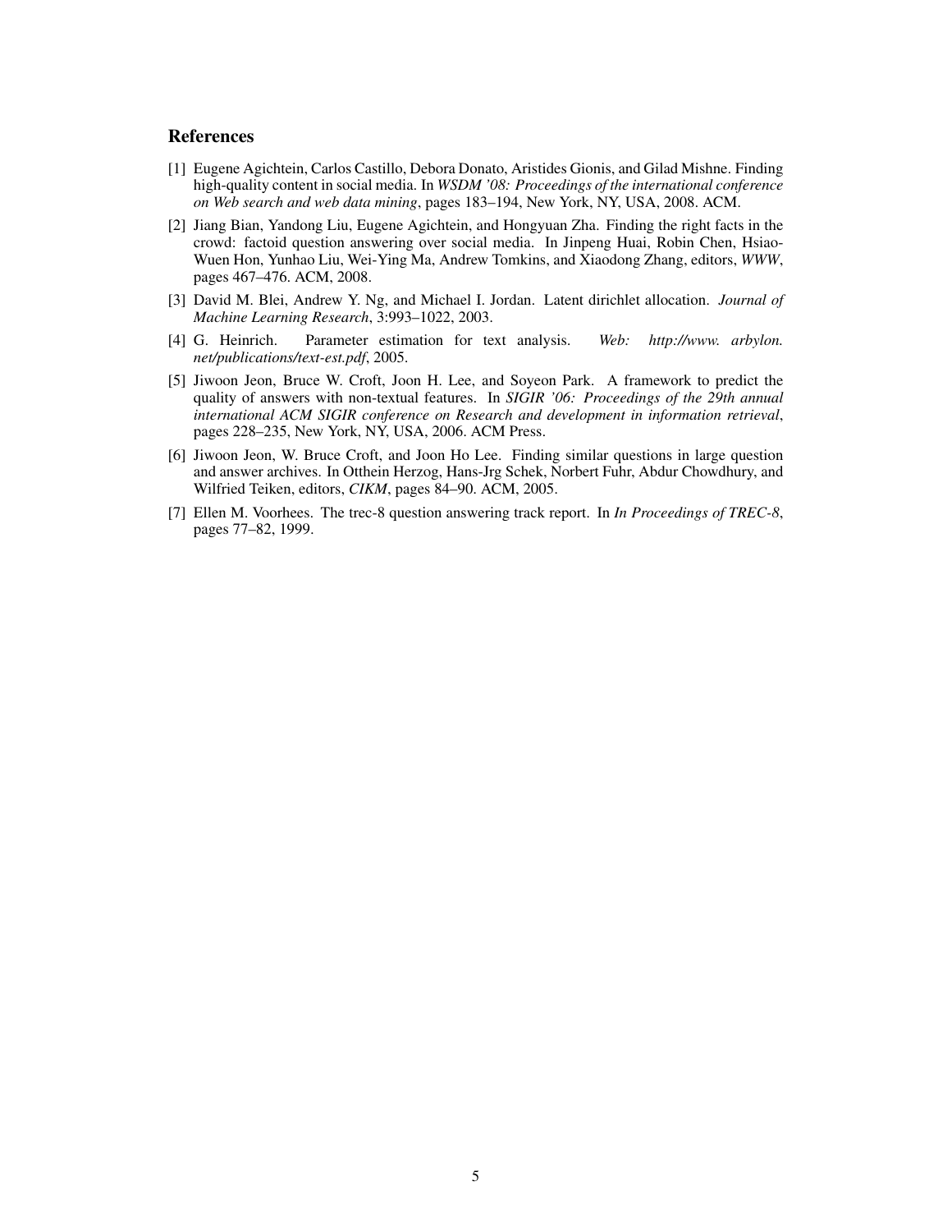## References

[1] Eugene Agichtein, Carlos Castillo, Debora Donato, Aristides Gionis, and Gilad Mishne. Finding high-quality content in social media. In *WSDM '08: Proceedings of the international conference on Web search and web data mining*, pages 183–194, New York, NY, USA, 2008. ACM.

[2] Jiang Bian, Yandong Liu, Eugene Agichtein, and Hongyuan Zha. Finding the right facts in the crowd: factoid question answering over social media. In Jinpeng Huai, Robin Chen, Hsiao-Wuen Hon, Yunhao Liu, Wei-Ying Ma, Andrew Tomkins, and Xiaodong Zhang, editors, *WWW*, pages 467–476. ACM, 2008.

[3] David M. Blei, Andrew Y. Ng, and Michael I. Jordan. Latent dirichlet allocation. *Journal of Machine Learning Research*, 3:993–1022, 2003.

[4] G. Heinrich. Parameter estimation for text analysis. *Web: http://www. arbylon. net/publications/text-est.pdf*, 2005.

[5] Jiwoon Jeon, Bruce W. Croft, Joon H. Lee, and Soyeon Park. A framework to predict the quality of answers with non-textual features. In *SIGIR '06: Proceedings of the 29th annual international ACM SIGIR conference on Research and development in information retrieval*, pages 228–235, New York, NY, USA, 2006. ACM Press.

[6] Jiwoon Jeon, W. Bruce Croft, and Joon Ho Lee. Finding similar questions in large question and answer archives. In Otthein Herzog, Hans-Jrg Schek, Norbert Fuhr, Abdur Chowdhury, and Wilfried Teiken, editors, *CIKM*, pages 84–90. ACM, 2005.

[7] Ellen M. Voorhees. The trec-8 question answering track report. In *In Proceedings of TREC-8*, pages 77–82, 1999.